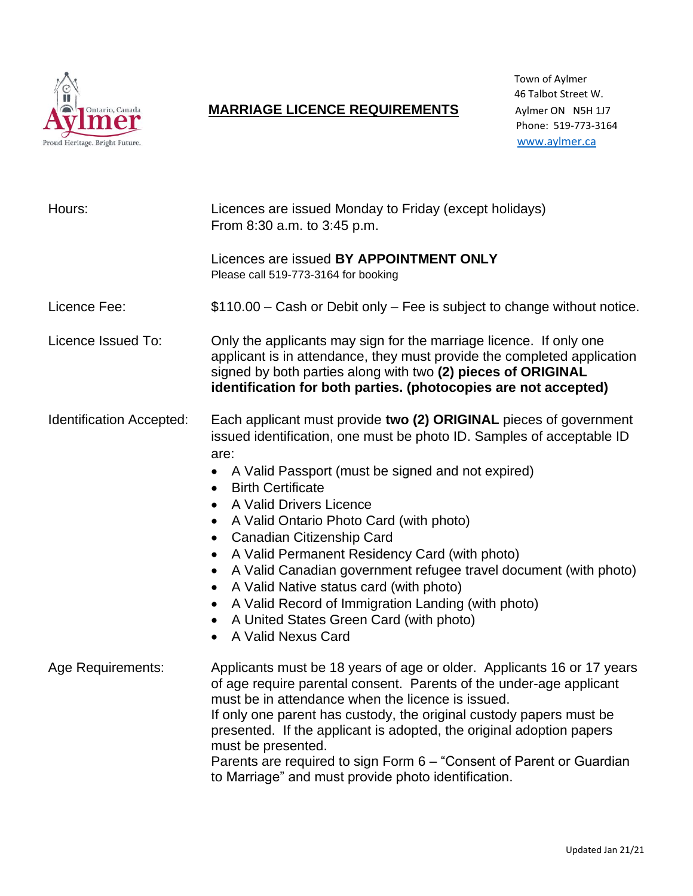Town of Aylmer
46 Talbot Street W.
Aylmer ON N5H 1J7
Phone: 519-773-3164
www.aylmer.ca

# MARRIAGE LICENCE REQUIREMENTS

**Hours:**

Licences are issued Monday to Friday (except holidays)
From 8:30 a.m. to 3:45 p.m.

Licences are issued **BY APPOINTMENT ONLY**
Please call 519-773-3164 for booking

**Licence Fee:**

$110.00 – Cash or Debit only – Fee is subject to change without notice.

**Licence Issued To:**

Only the applicants may sign for the marriage licence. If only one applicant is in attendance, they must provide the completed application signed by both parties along with two **(2) pieces of ORIGINAL identification for both parties. (photocopies are not accepted)**

**Identification Accepted:**

Each applicant must provide **two (2) ORIGINAL** pieces of government issued identification, one must be photo ID. Samples of acceptable ID are:

- A Valid Passport (must be signed and not expired)
- Birth Certificate
- A Valid Drivers Licence
- A Valid Ontario Photo Card (with photo)
- Canadian Citizenship Card
- A Valid Permanent Residency Card (with photo)
- A Valid Canadian government refugee travel document (with photo)
- A Valid Native status card (with photo)
- A Valid Record of Immigration Landing (with photo)
- A United States Green Card (with photo)
- A Valid Nexus Card

**Age Requirements:**

Applicants must be 18 years of age or older. Applicants 16 or 17 years of age require parental consent. Parents of the under-age applicant must be in attendance when the licence is issued.
If only one parent has custody, the original custody papers must be presented. If the applicant is adopted, the original adoption papers must be presented.
Parents are required to sign Form 6 – "Consent of Parent or Guardian to Marriage" and must provide photo identification.

Updated Jan 21/21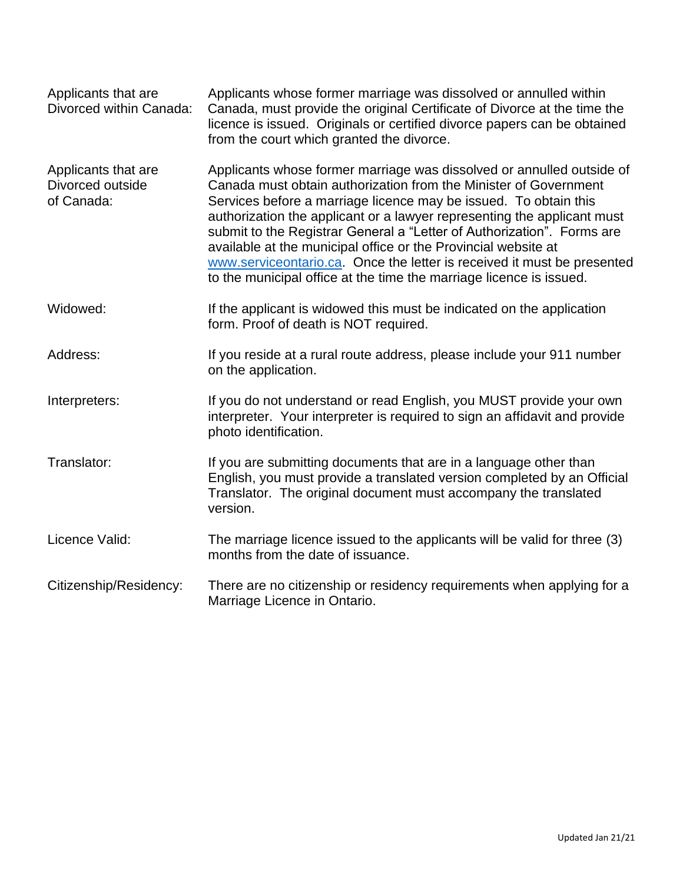| | |
|---|---|
| Applicants that are Divorced within Canada: | Applicants whose former marriage was dissolved or annulled within Canada, must provide the original Certificate of Divorce at the time the licence is issued. Originals or certified divorce papers can be obtained from the court which granted the divorce. |
| Applicants that are Divorced outside of Canada: | Applicants whose former marriage was dissolved or annulled outside of Canada must obtain authorization from the Minister of Government Services before a marriage licence may be issued. To obtain this authorization the applicant or a lawyer representing the applicant must submit to the Registrar General a "Letter of Authorization". Forms are available at the municipal office or the Provincial website at [www.serviceontario.ca](http://www.serviceontario.ca). Once the letter is received it must be presented to the municipal office at the time the marriage licence is issued. |
| Widowed: | If the applicant is widowed this must be indicated on the application form. Proof of death is NOT required. |
| Address: | If you reside at a rural route address, please include your 911 number on the application. |
| Interpreters: | If you do not understand or read English, you MUST provide your own interpreter. Your interpreter is required to sign an affidavit and provide photo identification. |
| Translator: | If you are submitting documents that are in a language other than English, you must provide a translated version completed by an Official Translator. The original document must accompany the translated version. |
| Licence Valid: | The marriage licence issued to the applicants will be valid for three (3) months from the date of issuance. |
| Citizenship/Residency: | There are no citizenship or residency requirements when applying for a Marriage Licence in Ontario. |

Updated Jan 21/21